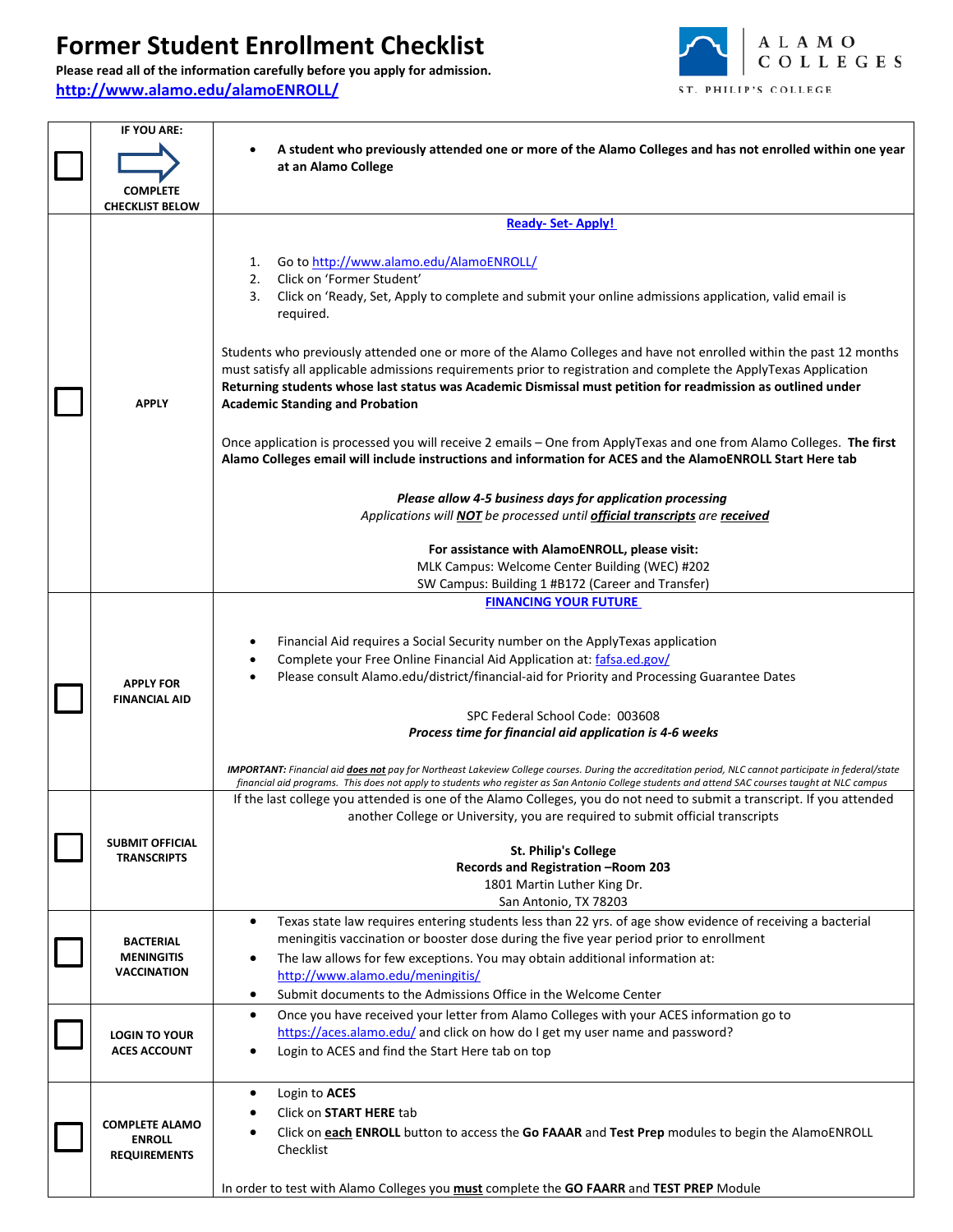# Former Student Enrollment Checklist

**Please read all of the information carefully before you apply for admission.**

**http://www.alamo.edu/alamoENROLL/**

ALAMO COLLEGES
ST. PHILIP'S COLLEGE

| | | |
|---|---|---|
| ☐ | **IF YOU ARE:** ⇨ **COMPLETE CHECKLIST BELOW** | • **A student who previously attended one or more of the Alamo Colleges and has not enrolled within one year at an Alamo College** |
| ☐ | **APPLY** | **Ready- Set- Apply!**<br><br>1. Go to http://www.alamo.edu/AlamoENROLL/<br>2. Click on 'Former Student'<br>3. Click on 'Ready, Set, Apply to complete and submit your online admissions application, valid email is required.<br><br>Students who previously attended one or more of the Alamo Colleges and have not enrolled within the past 12 months must satisfy all applicable admissions requirements prior to registration and complete the ApplyTexas Application **Returning students whose last status was Academic Dismissal must petition for readmission as outlined under Academic Standing and Probation**<br><br>Once application is processed you will receive 2 emails – One from ApplyTexas and one from Alamo Colleges. **The first Alamo Colleges email will include instructions and information for ACES and the AlamoENROLL Start Here tab**<br><br>***Please allow 4-5 business days for application processing***<br>*Applications will **NOT** be processed until **official transcripts** are **received***<br><br>**For assistance with AlamoENROLL, please visit:**<br>MLK Campus: Welcome Center Building (WEC) #202<br>SW Campus: Building 1 #B172 (Career and Transfer) |
| ☐ | **APPLY FOR FINANCIAL AID** | **FINANCING YOUR FUTURE**<br><br>• Financial Aid requires a Social Security number on the ApplyTexas application<br>• Complete your Free Online Financial Aid Application at: fafsa.ed.gov/<br>• Please consult Alamo.edu/district/financial-aid for Priority and Processing Guarantee Dates<br><br>SPC Federal School Code: 003608<br>***Process time for financial aid application is 4-6 weeks***<br><br>***IMPORTANT:** Financial aid **does not** pay for Northeast Lakeview College courses. During the accreditation period, NLC cannot participate in federal/state financial aid programs. This does not apply to students who register as San Antonio College students and attend SAC courses taught at NLC campus* |
| ☐ | **SUBMIT OFFICIAL TRANSCRIPTS** | If the last college you attended is one of the Alamo Colleges, you do not need to submit a transcript. If you attended another College or University, you are required to submit official transcripts<br><br>**St. Philip's College**<br>**Records and Registration –Room 203**<br>1801 Martin Luther King Dr.<br>San Antonio, TX 78203 |
| ☐ | **BACTERIAL MENINGITIS VACCINATION** | • Texas state law requires entering students less than 22 yrs. of age show evidence of receiving a bacterial meningitis vaccination or booster dose during the five year period prior to enrollment<br>• The law allows for few exceptions. You may obtain additional information at: http://www.alamo.edu/meningitis/<br>• Submit documents to the Admissions Office in the Welcome Center |
| ☐ | **LOGIN TO YOUR ACES ACCOUNT** | • Once you have received your letter from Alamo Colleges with your ACES information go to https://aces.alamo.edu/ and click on how do I get my user name and password?<br>• Login to ACES and find the Start Here tab on top |
| ☐ | **COMPLETE ALAMO ENROLL REQUIREMENTS** | • Login to **ACES**<br>• Click on **START HERE** tab<br>• Click on **each ENROLL** button to access the **Go FAAAR** and **Test Prep** modules to begin the AlamoENROLL Checklist<br><br>In order to test with Alamo Colleges you **must** complete the **GO FAARR** and **TEST PREP** Module |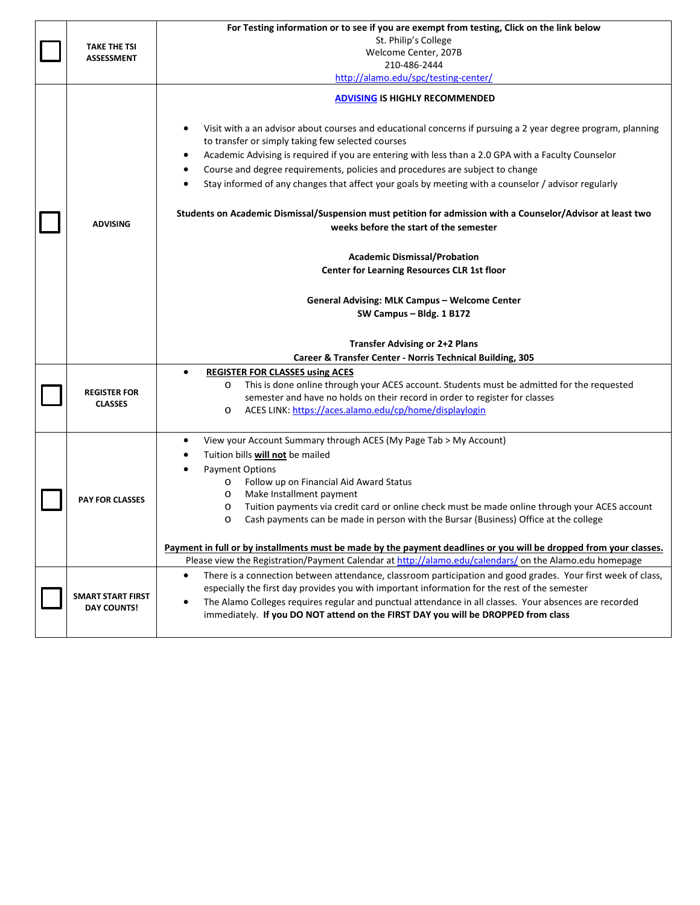| | | |
|---|---|---|
| ☐ | **TAKE THE TSI ASSESSMENT** | **For Testing information or to see if you are exempt from testing, Click on the link below**<br>St. Philip's College<br>Welcome Center, 207B<br>210-486-2444<br>http://alamo.edu/spc/testing-center/ |
| ☐ | **ADVISING** | **ADVISING IS HIGHLY RECOMMENDED**<br><br>• Visit with a an advisor about courses and educational concerns if pursuing a 2 year degree program, planning to transfer or simply taking few selected courses<br>• Academic Advising is required if you are entering with less than a 2.0 GPA with a Faculty Counselor<br>• Course and degree requirements, policies and procedures are subject to change<br>• Stay informed of any changes that affect your goals by meeting with a counselor / advisor regularly<br><br>**Students on Academic Dismissal/Suspension must petition for admission with a Counselor/Advisor at least two weeks before the start of the semester**<br><br>**Academic Dismissal/Probation**<br>**Center for Learning Resources CLR 1st floor**<br><br>**General Advising: MLK Campus – Welcome Center**<br>**SW Campus – Bldg. 1 B172**<br><br>**Transfer Advising or 2+2 Plans**<br>**Career & Transfer Center - Norris Technical Building, 305** |
| ☐ | **REGISTER FOR CLASSES** | • **REGISTER FOR CLASSES using ACES**<br>  o This is done online through your ACES account. Students must be admitted for the requested semester and have no holds on their record in order to register for classes<br>  o ACES LINK: https://aces.alamo.edu/cp/home/displaylogin |
| ☐ | **PAY FOR CLASSES** | • View your Account Summary through ACES (My Page Tab > My Account)<br>• Tuition bills **will not** be mailed<br>• Payment Options<br>  o Follow up on Financial Aid Award Status<br>  o Make Installment payment<br>  o Tuition payments via credit card or online check must be made online through your ACES account<br>  o Cash payments can be made in person with the Bursar (Business) Office at the college<br><br>**Payment in full or by installments must be made by the payment deadlines or you will be dropped from your classes.**<br>Please view the Registration/Payment Calendar at http://alamo.edu/calendars/ on the Alamo.edu homepage |
| ☐ | **SMART START FIRST DAY COUNTS!** | • There is a connection between attendance, classroom participation and good grades. Your first week of class, especially the first day provides you with important information for the rest of the semester<br>• The Alamo Colleges requires regular and punctual attendance in all classes. Your absences are recorded immediately. **If you DO NOT attend on the FIRST DAY you will be DROPPED from class** |